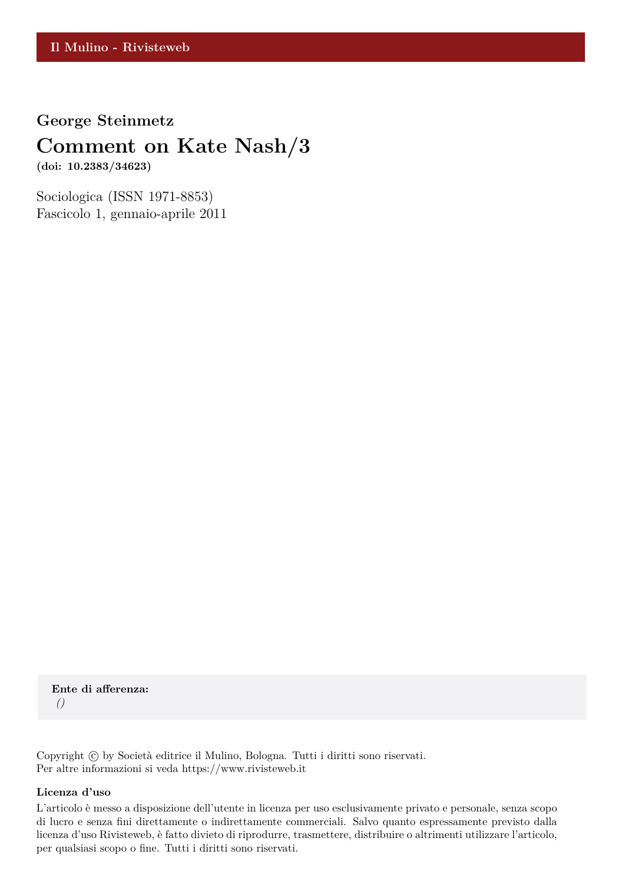Il Mulino - Rivisteweb

**George Steinmetz**

# Comment on Kate Nash/3

**(doi: 10.2383/34623)**

Sociologica (ISSN 1971-8853)
Fascicolo 1, gennaio-aprile 2011

**Ente di afferenza:**
*()*

Copyright © by Società editrice il Mulino, Bologna. Tutti i diritti sono riservati.
Per altre informazioni si veda https://www.rivisteweb.it

**Licenza d'uso**

L'articolo è messo a disposizione dell'utente in licenza per uso esclusivamente privato e personale, senza scopo di lucro e senza fini direttamente o indirettamente commerciali. Salvo quanto espressamente previsto dalla licenza d'uso Rivisteweb, è fatto divieto di riprodurre, trasmettere, distribuire o altrimenti utilizzare l'articolo, per qualsiasi scopo o fine. Tutti i diritti sono riservati.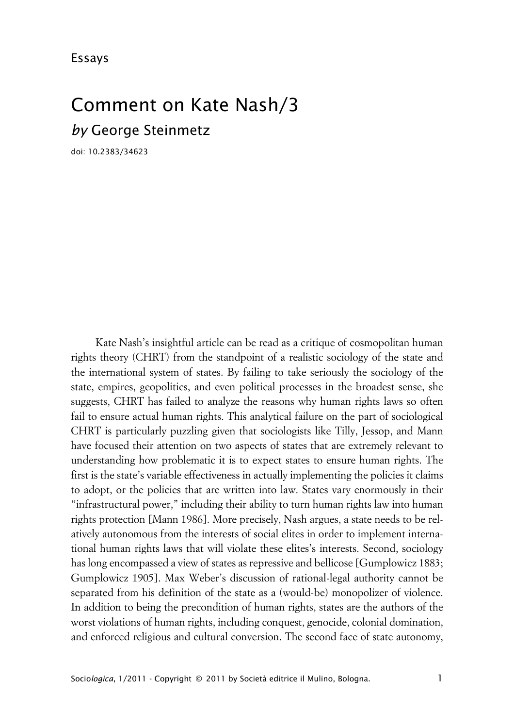Essays

# Comment on Kate Nash/3

## *by* George Steinmetz

doi: 10.2383/34623

Kate Nash's insightful article can be read as a critique of cosmopolitan human rights theory (CHRT) from the standpoint of a realistic sociology of the state and the international system of states. By failing to take seriously the sociology of the state, empires, geopolitics, and even political processes in the broadest sense, she suggests, CHRT has failed to analyze the reasons why human rights laws so often fail to ensure actual human rights. This analytical failure on the part of sociological CHRT is particularly puzzling given that sociologists like Tilly, Jessop, and Mann have focused their attention on two aspects of states that are extremely relevant to understanding how problematic it is to expect states to ensure human rights. The first is the state's variable effectiveness in actually implementing the policies it claims to adopt, or the policies that are written into law. States vary enormously in their "infrastructural power," including their ability to turn human rights law into human rights protection [Mann 1986]. More precisely, Nash argues, a state needs to be relatively autonomous from the interests of social elites in order to implement international human rights laws that will violate these elites's interests. Second, sociology has long encompassed a view of states as repressive and bellicose [Gumplowicz 1883; Gumplowicz 1905]. Max Weber's discussion of rational-legal authority cannot be separated from his definition of the state as a (would-be) monopolizer of violence. In addition to being the precondition of human rights, states are the authors of the worst violations of human rights, including conquest, genocide, colonial domination, and enforced religious and cultural conversion. The second face of state autonomy,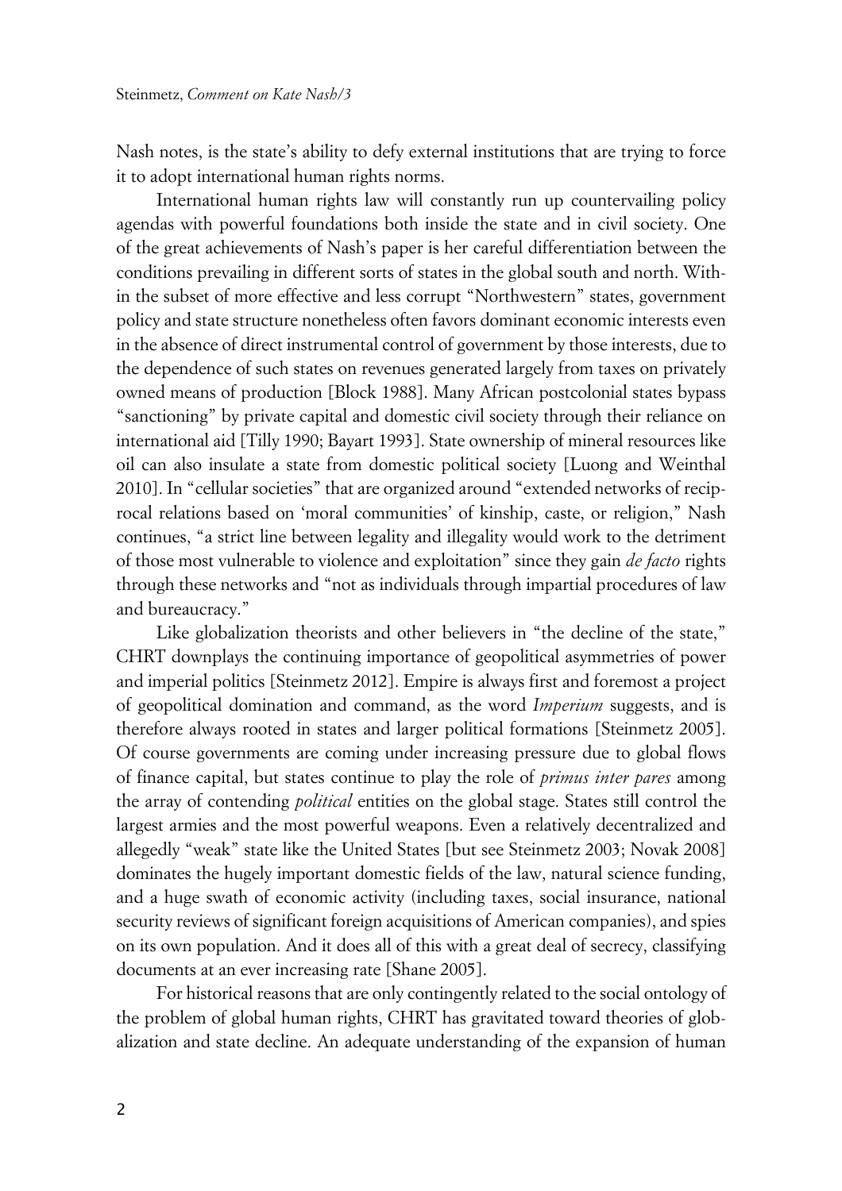Nash notes, is the state's ability to defy external institutions that are trying to force it to adopt international human rights norms.

International human rights law will constantly run up countervailing policy agendas with powerful foundations both inside the state and in civil society. One of the great achievements of Nash's paper is her careful differentiation between the conditions prevailing in different sorts of states in the global south and north. Within the subset of more effective and less corrupt "Northwestern" states, government policy and state structure nonetheless often favors dominant economic interests even in the absence of direct instrumental control of government by those interests, due to the dependence of such states on revenues generated largely from taxes on privately owned means of production [Block 1988]. Many African postcolonial states bypass "sanctioning" by private capital and domestic civil society through their reliance on international aid [Tilly 1990; Bayart 1993]. State ownership of mineral resources like oil can also insulate a state from domestic political society [Luong and Weinthal 2010]. In "cellular societies" that are organized around "extended networks of reciprocal relations based on 'moral communities' of kinship, caste, or religion," Nash continues, "a strict line between legality and illegality would work to the detriment of those most vulnerable to violence and exploitation" since they gain *de facto* rights through these networks and "not as individuals through impartial procedures of law and bureaucracy."

Like globalization theorists and other believers in "the decline of the state," CHRT downplays the continuing importance of geopolitical asymmetries of power and imperial politics [Steinmetz 2012]. Empire is always first and foremost a project of geopolitical domination and command, as the word *Imperium* suggests, and is therefore always rooted in states and larger political formations [Steinmetz 2005]. Of course governments are coming under increasing pressure due to global flows of finance capital, but states continue to play the role of *primus inter pares* among the array of contending *political* entities on the global stage. States still control the largest armies and the most powerful weapons. Even a relatively decentralized and allegedly "weak" state like the United States [but see Steinmetz 2003; Novak 2008] dominates the hugely important domestic fields of the law, natural science funding, and a huge swath of economic activity (including taxes, social insurance, national security reviews of significant foreign acquisitions of American companies), and spies on its own population. And it does all of this with a great deal of secrecy, classifying documents at an ever increasing rate [Shane 2005].

For historical reasons that are only contingently related to the social ontology of the problem of global human rights, CHRT has gravitated toward theories of globalization and state decline. An adequate understanding of the expansion of human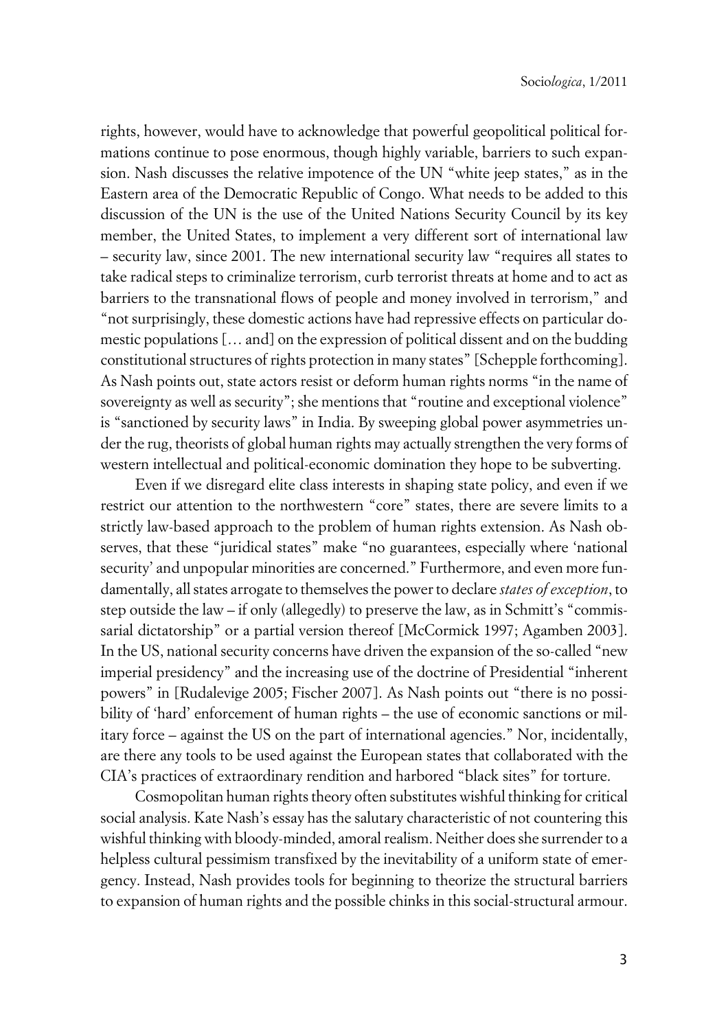rights, however, would have to acknowledge that powerful geopolitical political formations continue to pose enormous, though highly variable, barriers to such expansion. Nash discusses the relative impotence of the UN "white jeep states," as in the Eastern area of the Democratic Republic of Congo. What needs to be added to this discussion of the UN is the use of the United Nations Security Council by its key member, the United States, to implement a very different sort of international law – security law, since 2001. The new international security law "requires all states to take radical steps to criminalize terrorism, curb terrorist threats at home and to act as barriers to the transnational flows of people and money involved in terrorism," and "not surprisingly, these domestic actions have had repressive effects on particular domestic populations [… and] on the expression of political dissent and on the budding constitutional structures of rights protection in many states" [Schepple forthcoming]. As Nash points out, state actors resist or deform human rights norms "in the name of sovereignty as well as security"; she mentions that "routine and exceptional violence" is "sanctioned by security laws" in India. By sweeping global power asymmetries under the rug, theorists of global human rights may actually strengthen the very forms of western intellectual and political-economic domination they hope to be subverting.

Even if we disregard elite class interests in shaping state policy, and even if we restrict our attention to the northwestern "core" states, there are severe limits to a strictly law-based approach to the problem of human rights extension. As Nash observes, that these "juridical states" make "no guarantees, especially where 'national security' and unpopular minorities are concerned." Furthermore, and even more fundamentally, all states arrogate to themselves the power to declare *states of exception*, to step outside the law – if only (allegedly) to preserve the law, as in Schmitt's "commissarial dictatorship" or a partial version thereof [McCormick 1997; Agamben 2003]. In the US, national security concerns have driven the expansion of the so-called "new imperial presidency" and the increasing use of the doctrine of Presidential "inherent powers" in [Rudalevige 2005; Fischer 2007]. As Nash points out "there is no possibility of 'hard' enforcement of human rights – the use of economic sanctions or military force – against the US on the part of international agencies." Nor, incidentally, are there any tools to be used against the European states that collaborated with the CIA's practices of extraordinary rendition and harbored "black sites" for torture.

Cosmopolitan human rights theory often substitutes wishful thinking for critical social analysis. Kate Nash's essay has the salutary characteristic of not countering this wishful thinking with bloody-minded, amoral realism. Neither does she surrender to a helpless cultural pessimism transfixed by the inevitability of a uniform state of emergency. Instead, Nash provides tools for beginning to theorize the structural barriers to expansion of human rights and the possible chinks in this social-structural armour.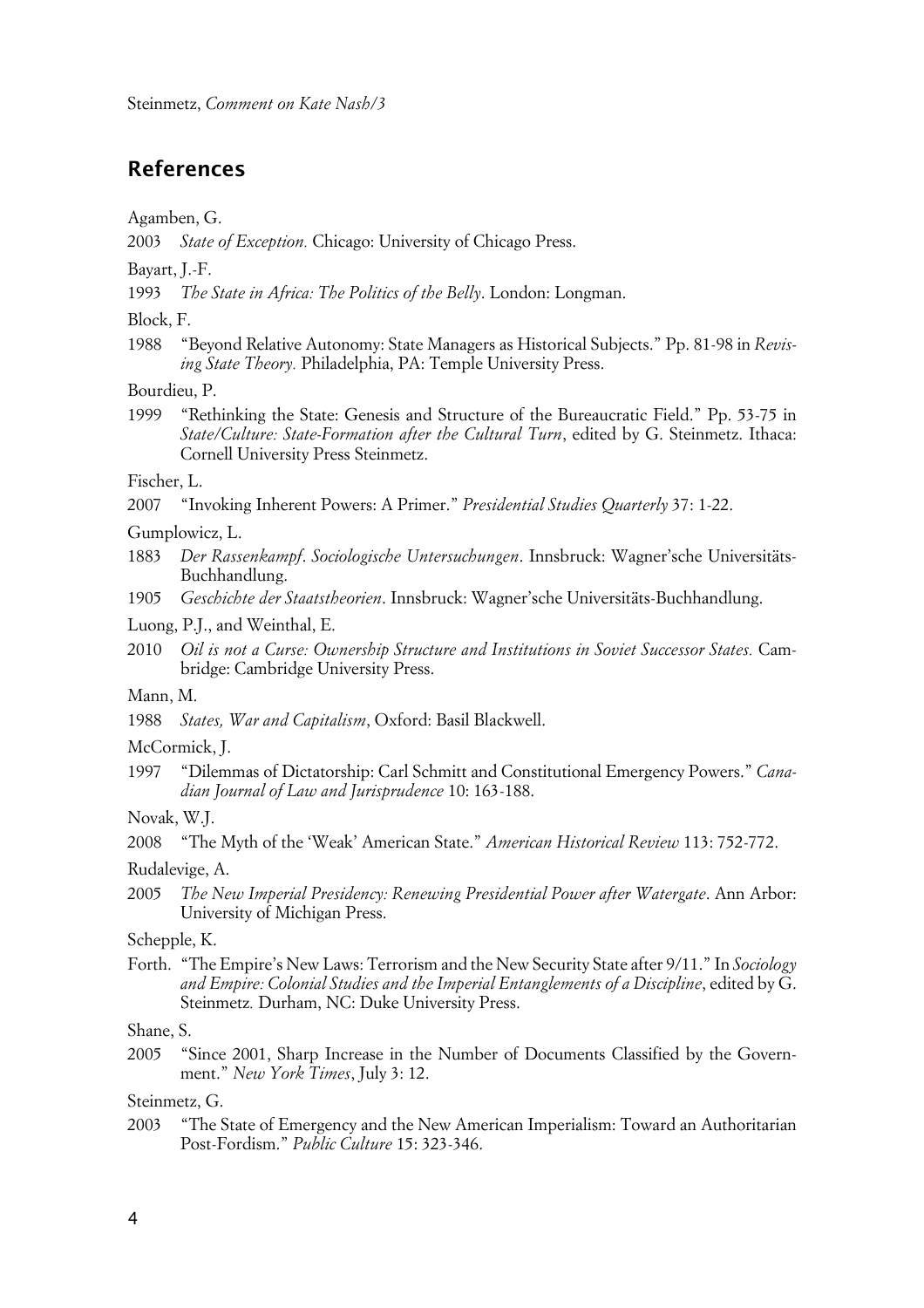## References

Agamben, G.

2003 *State of Exception.* Chicago: University of Chicago Press.

Bayart, J.-F.

1993 *The State in Africa: The Politics of the Belly*. London: Longman.

Block, F.

1988 "Beyond Relative Autonomy: State Managers as Historical Subjects." Pp. 81-98 in *Revising State Theory.* Philadelphia, PA: Temple University Press.

Bourdieu, P.

1999 "Rethinking the State: Genesis and Structure of the Bureaucratic Field." Pp. 53-75 in *State/Culture: State-Formation after the Cultural Turn*, edited by G. Steinmetz. Ithaca: Cornell University Press Steinmetz.

Fischer, L.

2007 "Invoking Inherent Powers: A Primer." *Presidential Studies Quarterly* 37: 1-22.

Gumplowicz, L.

1883 *Der Rassenkampf. Sociologische Untersuchungen*. Innsbruck: Wagner'sche Universitäts-Buchhandlung.

1905 *Geschichte der Staatstheorien*. Innsbruck: Wagner'sche Universitäts-Buchhandlung.

Luong, P.J., and Weinthal, E.

2010 *Oil is not a Curse: Ownership Structure and Institutions in Soviet Successor States.* Cambridge: Cambridge University Press.

Mann, M.

1988 *States, War and Capitalism*, Oxford: Basil Blackwell.

McCormick, J.

1997 "Dilemmas of Dictatorship: Carl Schmitt and Constitutional Emergency Powers." *Canadian Journal of Law and Jurisprudence* 10: 163-188.

Novak, W.J.

2008 "The Myth of the 'Weak' American State." *American Historical Review* 113: 752-772.

Rudalevige, A.

2005 *The New Imperial Presidency: Renewing Presidential Power after Watergate*. Ann Arbor: University of Michigan Press.

Schepple, K.

Forth. "The Empire's New Laws: Terrorism and the New Security State after 9/11." In *Sociology and Empire: Colonial Studies and the Imperial Entanglements of a Discipline*, edited by G. Steinmetz*.* Durham, NC: Duke University Press.

Shane, S.

2005 "Since 2001, Sharp Increase in the Number of Documents Classified by the Government." *New York Times*, July 3: 12.

Steinmetz, G.

2003 "The State of Emergency and the New American Imperialism: Toward an Authoritarian Post-Fordism." *Public Culture* 15: 323-346.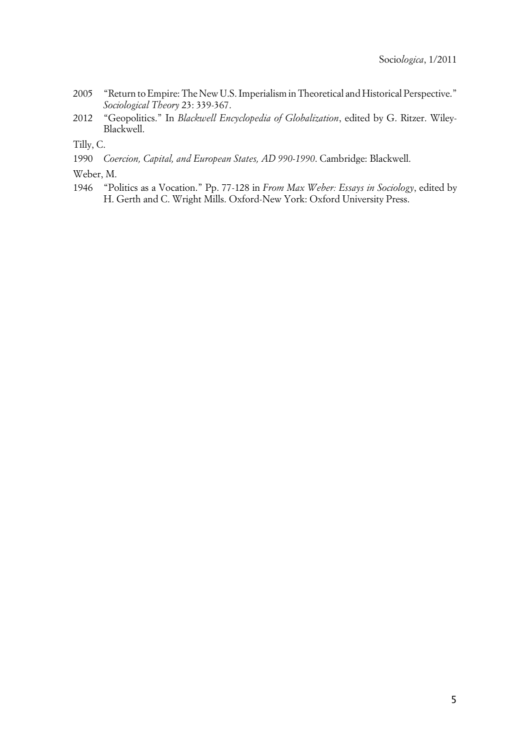2005 "Return to Empire: The New U.S. Imperialism in Theoretical and Historical Perspective." *Sociological Theory* 23: 339-367.

2012 "Geopolitics." In *Blackwell Encyclopedia of Globalization*, edited by G. Ritzer. Wiley-Blackwell.

Tilly, C.

1990 *Coercion, Capital, and European States, AD 990-1990*. Cambridge: Blackwell.

Weber, M.

1946 "Politics as a Vocation." Pp. 77-128 in *From Max Weber: Essays in Sociology*, edited by H. Gerth and C. Wright Mills. Oxford-New York: Oxford University Press.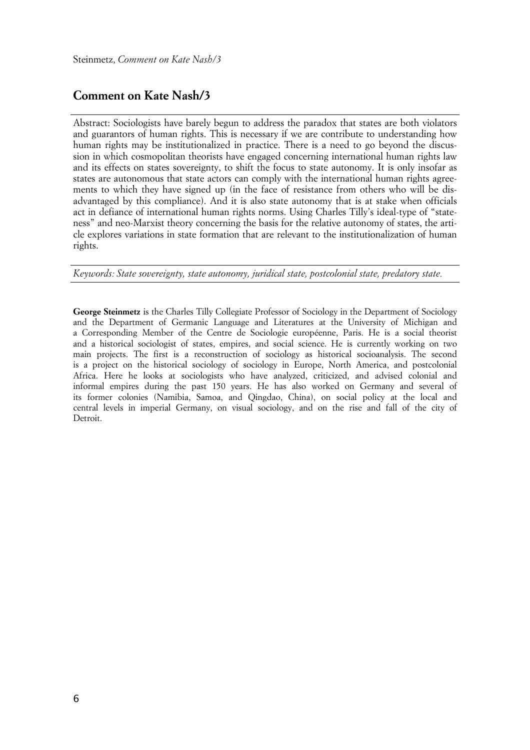## Comment on Kate Nash/3

Abstract: Sociologists have barely begun to address the paradox that states are both violators and guarantors of human rights. This is necessary if we are contribute to understanding how human rights may be institutionalized in practice. There is a need to go beyond the discussion in which cosmopolitan theorists have engaged concerning international human rights law and its effects on states sovereignty, to shift the focus to state autonomy. It is only insofar as states are autonomous that state actors can comply with the international human rights agreements to which they have signed up (in the face of resistance from others who will be disadvantaged by this compliance). And it is also state autonomy that is at stake when officials act in defiance of international human rights norms. Using Charles Tilly's ideal-type of "stateness" and neo-Marxist theory concerning the basis for the relative autonomy of states, the article explores variations in state formation that are relevant to the institutionalization of human rights.

*Keywords: State sovereignty, state autonomy, juridical state, postcolonial state, predatory state.*

**George Steinmetz** is the Charles Tilly Collegiate Professor of Sociology in the Department of Sociology and the Department of Germanic Language and Literatures at the University of Michigan and a Corresponding Member of the Centre de Sociologie européenne, Paris. He is a social theorist and a historical sociologist of states, empires, and social science. He is currently working on two main projects. The first is a reconstruction of sociology as historical socioanalysis. The second is a project on the historical sociology of sociology in Europe, North America, and postcolonial Africa. Here he looks at sociologists who have analyzed, criticized, and advised colonial and informal empires during the past 150 years. He has also worked on Germany and several of its former colonies (Namibia, Samoa, and Qingdao, China), on social policy at the local and central levels in imperial Germany, on visual sociology, and on the rise and fall of the city of Detroit.